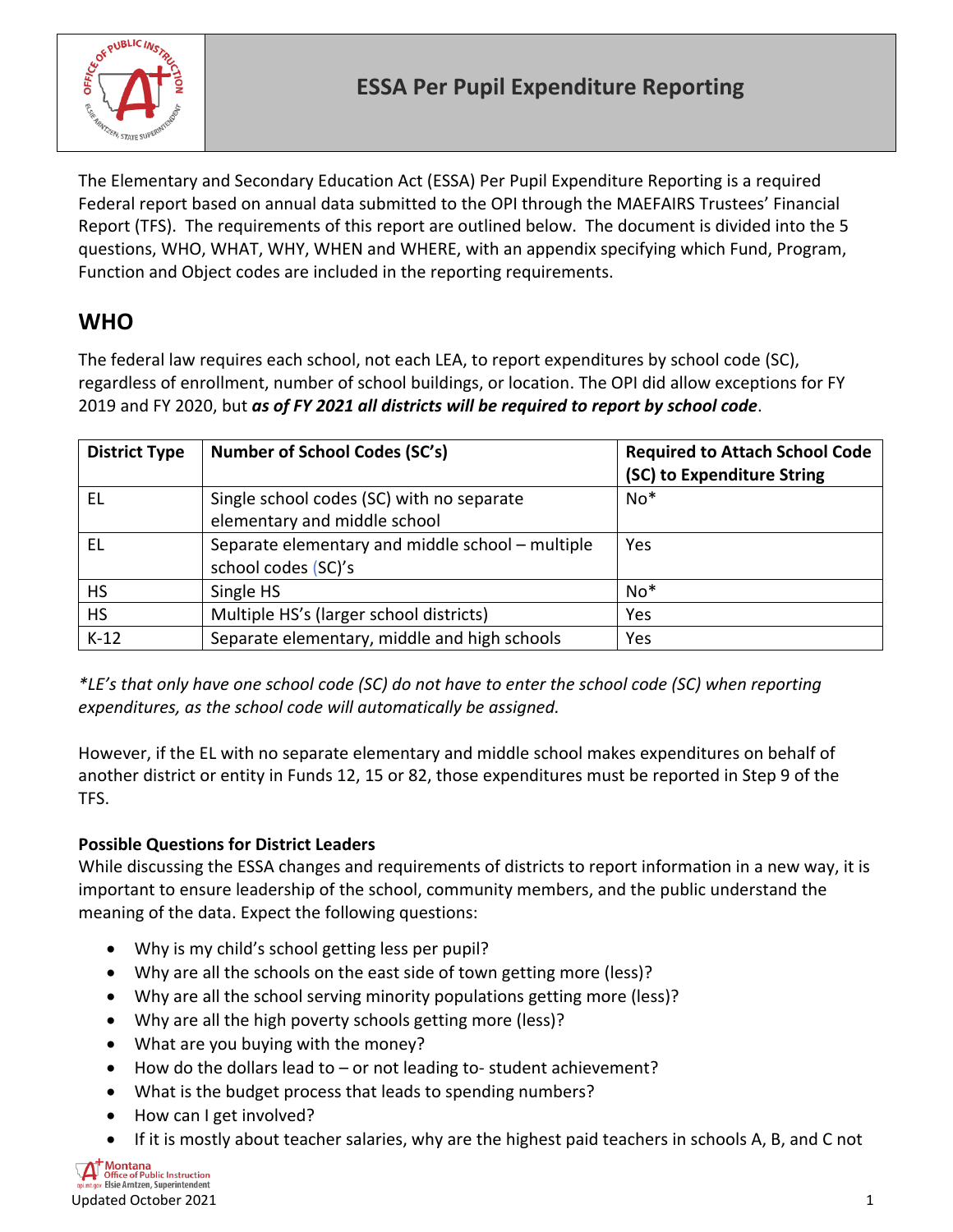# ESSA Per Pupil Expenditure Reporting

The Elementary and Secondary Education Act (ESSA) Per Pupil Expenditure Reporting is a required Federal report based on annual data submitted to the OPI through the MAEFAIRS Trustees' Financial Report (TFS). The requirements of this report are outlined below. The document is divided into the 5 questions, WHO, WHAT, WHY, WHEN and WHERE, with an appendix specifying which Fund, Program, Function and Object codes are included in the reporting requirements.

## WHO

The federal law requires each school, not each LEA, to report expenditures by school code (SC), regardless of enrollment, number of school buildings, or location. The OPI did allow exceptions for FY 2019 and FY 2020, but ***as of FY 2021 all districts will be required to report by school code***.

| District Type | Number of School Codes (SC's) | Required to Attach School Code (SC) to Expenditure String |
|---|---|---|
| EL | Single school codes (SC) with no separate elementary and middle school | No* |
| EL | Separate elementary and middle school – multiple school codes (SC)'s | Yes |
| HS | Single HS | No* |
| HS | Multiple HS's (larger school districts) | Yes |
| K-12 | Separate elementary, middle and high schools | Yes |

*\*LE's that only have one school code (SC) do not have to enter the school code (SC) when reporting expenditures, as the school code will automatically be assigned.*

However, if the EL with no separate elementary and middle school makes expenditures on behalf of another district or entity in Funds 12, 15 or 82, those expenditures must be reported in Step 9 of the TFS.

**Possible Questions for District Leaders**

While discussing the ESSA changes and requirements of districts to report information in a new way, it is important to ensure leadership of the school, community members, and the public understand the meaning of the data. Expect the following questions:

- Why is my child's school getting less per pupil?
- Why are all the schools on the east side of town getting more (less)?
- Why are all the school serving minority populations getting more (less)?
- Why are all the high poverty schools getting more (less)?
- What are you buying with the money?
- How do the dollars lead to – or not leading to- student achievement?
- What is the budget process that leads to spending numbers?
- How can I get involved?
- If it is mostly about teacher salaries, why are the highest paid teachers in schools A, B, and C not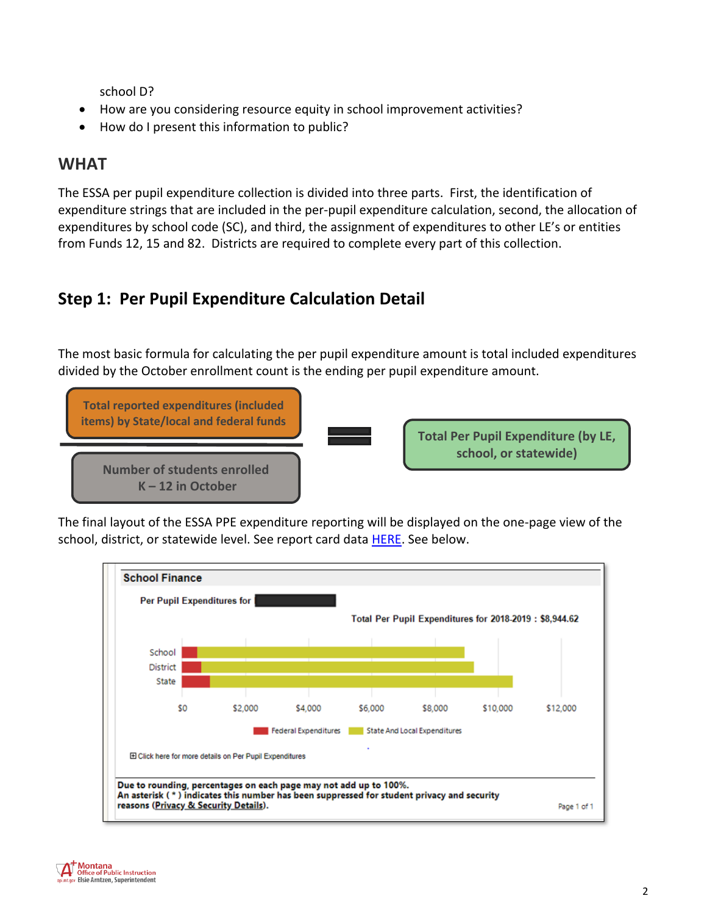school D?

- How are you considering resource equity in school improvement activities?
- How do I present this information to public?

## WHAT

The ESSA per pupil expenditure collection is divided into three parts. First, the identification of expenditure strings that are included in the per-pupil expenditure calculation, second, the allocation of expenditures by school code (SC), and third, the assignment of expenditures to other LE's or entities from Funds 12, 15 and 82. Districts are required to complete every part of this collection.

## Step 1: Per Pupil Expenditure Calculation Detail

The most basic formula for calculating the per pupil expenditure amount is total included expenditures divided by the October enrollment count is the ending per pupil expenditure amount.

$$\frac{\text{Total reported expenditures (included items) by State/local and federal funds}}{\text{Number of students enrolled K – 12 in October}} = \text{Total Per Pupil Expenditure (by LE, school, or statewide)}$$

The final layout of the ESSA PPE expenditure reporting will be displayed on the one-page view of the school, district, or statewide level. See report card data HERE. See below.

**School Finance**

**Per Pupil Expenditures for** ██████

**Total Per Pupil Expenditures for 2018-2019 : $8,944.62**

School / District / State

$0 $2,000 $4,000 $6,000 $8,000 $10,000 $12,000

Federal Expenditures / State And Local Expenditures

⊞ Click here for more details on Per Pupil Expenditures

**Due to rounding, percentages on each page may not add up to 100%.**
**An asterisk ( * ) indicates this number has been suppressed for student privacy and security reasons (Privacy & Security Details).**

Page 1 of 1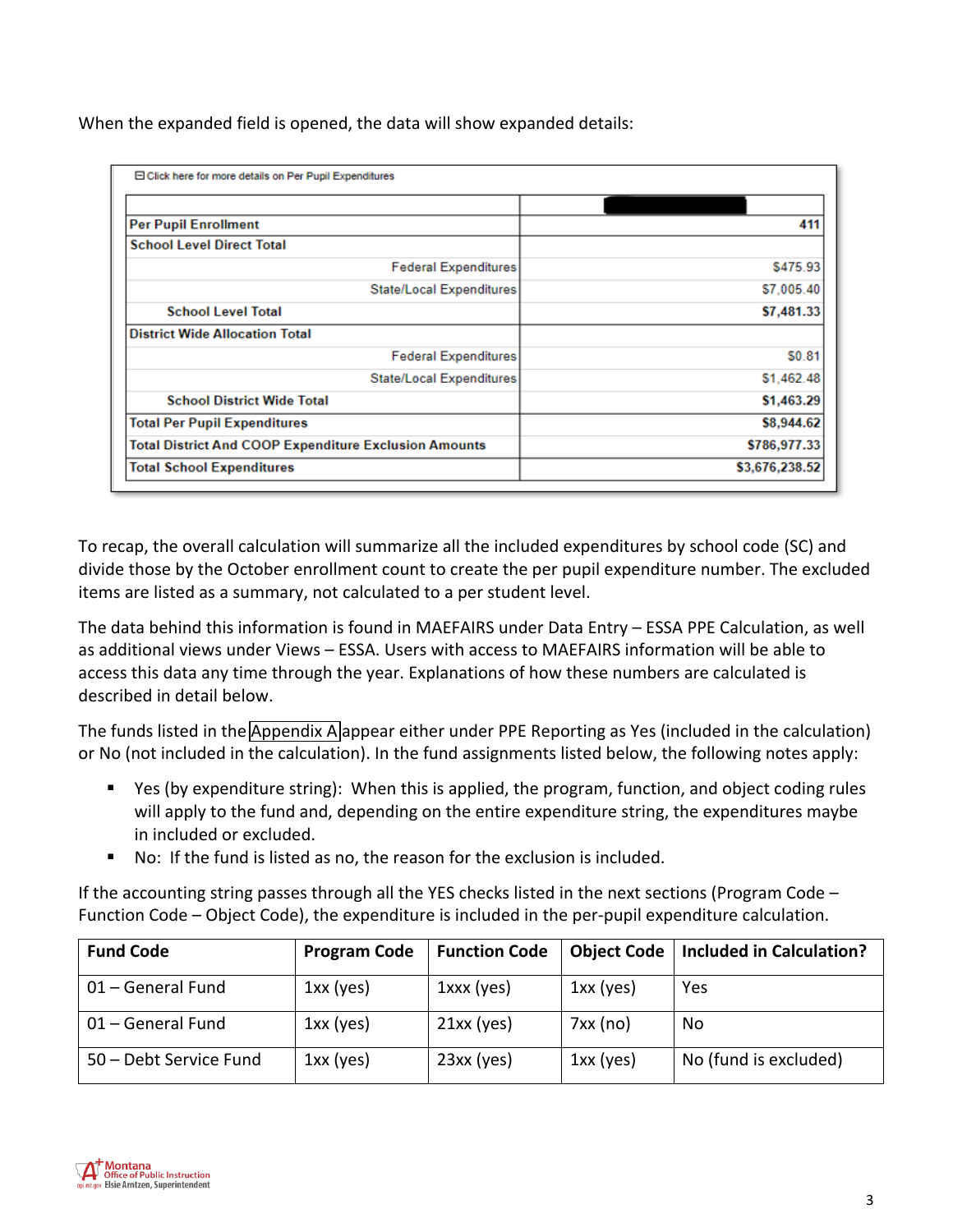When the expanded field is opened, the data will show expanded details:

⊟ Click here for more details on Per Pupil Expenditures

| | |
|---|---|
| **Per Pupil Enrollment** | **411** |
| **School Level Direct Total** | |
| Federal Expenditures | $475.93 |
| State/Local Expenditures | $7,005.40 |
| **School Level Total** | **$7,481.33** |
| **District Wide Allocation Total** | |
| Federal Expenditures | $0.81 |
| State/Local Expenditures | $1,462.48 |
| **School District Wide Total** | **$1,463.29** |
| **Total Per Pupil Expenditures** | **$8,944.62** |
| **Total District And COOP Expenditure Exclusion Amounts** | **$786,977.33** |
| **Total School Expenditures** | **$3,676,238.52** |

To recap, the overall calculation will summarize all the included expenditures by school code (SC) and divide those by the October enrollment count to create the per pupil expenditure number. The excluded items are listed as a summary, not calculated to a per student level.

The data behind this information is found in MAEFAIRS under Data Entry – ESSA PPE Calculation, as well as additional views under Views – ESSA. Users with access to MAEFAIRS information will be able to access this data any time through the year. Explanations of how these numbers are calculated is described in detail below.

The funds listed in the Appendix A appear either under PPE Reporting as Yes (included in the calculation) or No (not included in the calculation). In the fund assignments listed below, the following notes apply:

- Yes (by expenditure string): When this is applied, the program, function, and object coding rules will apply to the fund and, depending on the entire expenditure string, the expenditures maybe in included or excluded.
- No: If the fund is listed as no, the reason for the exclusion is included.

If the accounting string passes through all the YES checks listed in the next sections (Program Code – Function Code – Object Code), the expenditure is included in the per-pupil expenditure calculation.

| Fund Code | Program Code | Function Code | Object Code | Included in Calculation? |
|---|---|---|---|---|
| 01 – General Fund | 1xx (yes) | 1xxx (yes) | 1xx (yes) | Yes |
| 01 – General Fund | 1xx (yes) | 21xx (yes) | 7xx (no) | No |
| 50 – Debt Service Fund | 1xx (yes) | 23xx (yes) | 1xx (yes) | No (fund is excluded) |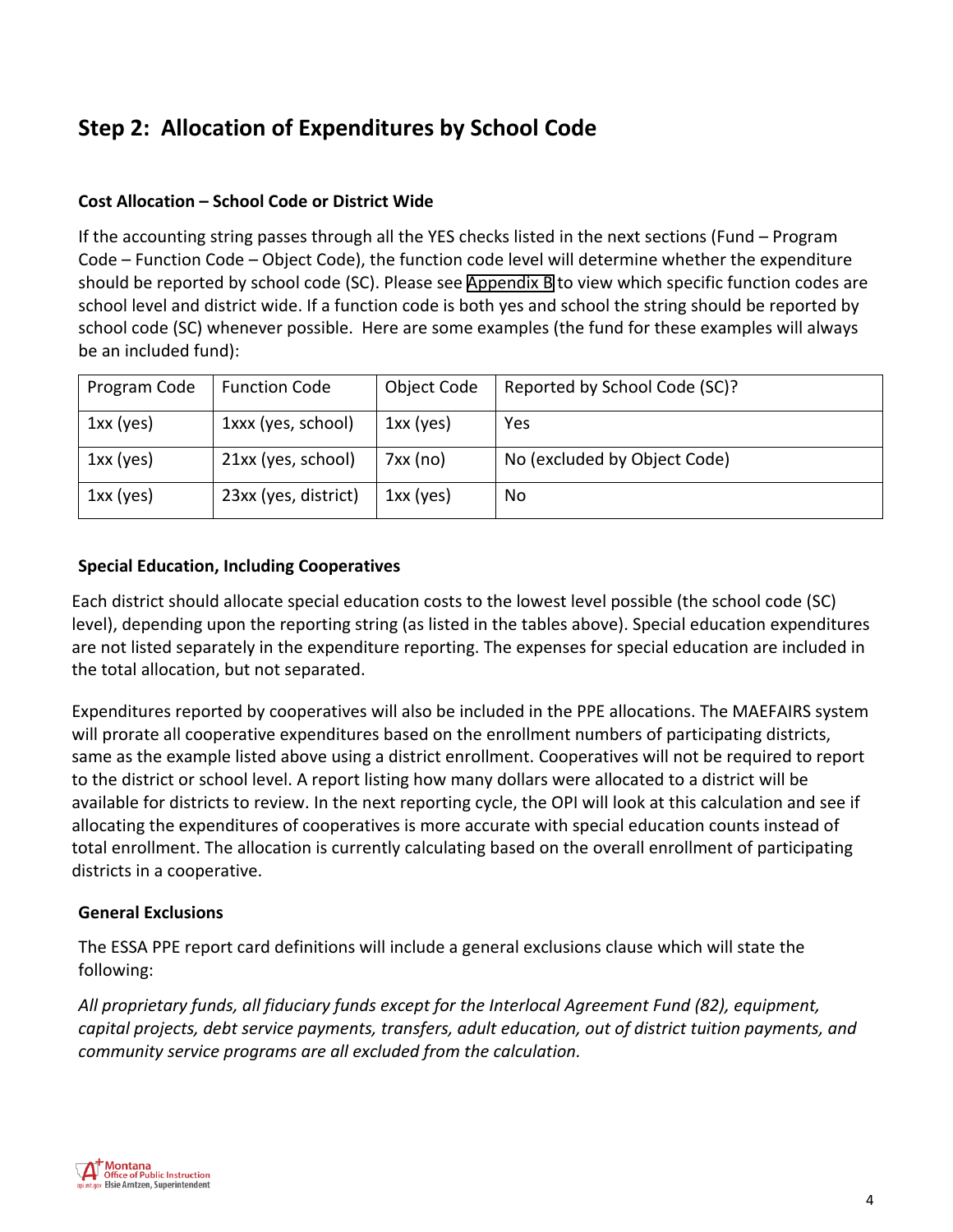## Step 2: Allocation of Expenditures by School Code

### Cost Allocation – School Code or District Wide

If the accounting string passes through all the YES checks listed in the next sections (Fund – Program Code – Function Code – Object Code), the function code level will determine whether the expenditure should be reported by school code (SC). Please see Appendix B to view which specific function codes are school level and district wide. If a function code is both yes and school the string should be reported by school code (SC) whenever possible. Here are some examples (the fund for these examples will always be an included fund):

| Program Code | Function Code | Object Code | Reported by School Code (SC)? |
| --- | --- | --- | --- |
| 1xx (yes) | 1xxx (yes, school) | 1xx (yes) | Yes |
| 1xx (yes) | 21xx (yes, school) | 7xx (no) | No (excluded by Object Code) |
| 1xx (yes) | 23xx (yes, district) | 1xx (yes) | No |

### Special Education, Including Cooperatives

Each district should allocate special education costs to the lowest level possible (the school code (SC) level), depending upon the reporting string (as listed in the tables above). Special education expenditures are not listed separately in the expenditure reporting. The expenses for special education are included in the total allocation, but not separated.

Expenditures reported by cooperatives will also be included in the PPE allocations. The MAEFAIRS system will prorate all cooperative expenditures based on the enrollment numbers of participating districts, same as the example listed above using a district enrollment. Cooperatives will not be required to report to the district or school level. A report listing how many dollars were allocated to a district will be available for districts to review. In the next reporting cycle, the OPI will look at this calculation and see if allocating the expenditures of cooperatives is more accurate with special education counts instead of total enrollment. The allocation is currently calculating based on the overall enrollment of participating districts in a cooperative.

### General Exclusions

The ESSA PPE report card definitions will include a general exclusions clause which will state the following:

*All proprietary funds, all fiduciary funds except for the Interlocal Agreement Fund (82), equipment, capital projects, debt service payments, transfers, adult education, out of district tuition payments, and community service programs are all excluded from the calculation.*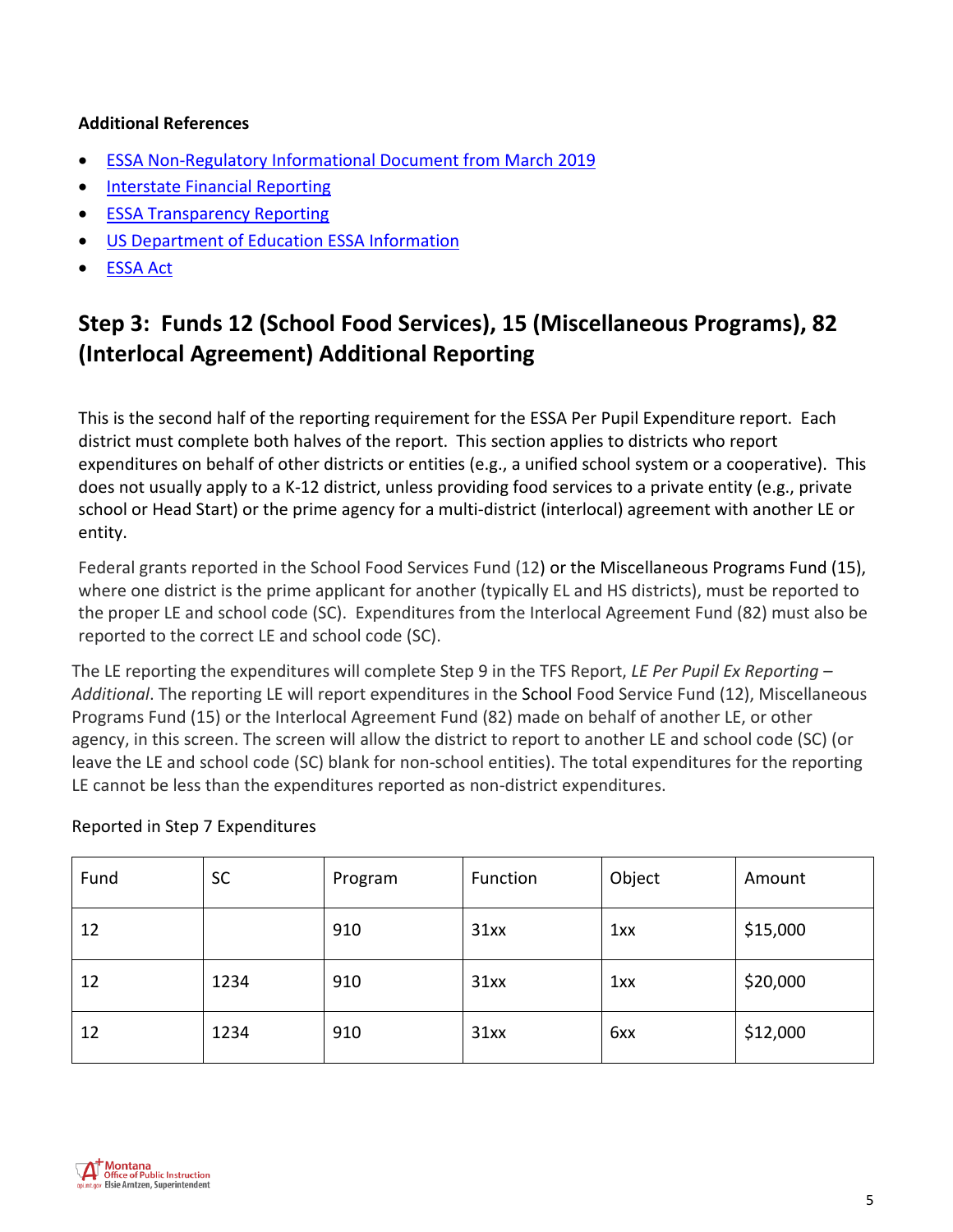**Additional References**

- ESSA Non-Regulatory Informational Document from March 2019
- Interstate Financial Reporting
- ESSA Transparency Reporting
- US Department of Education ESSA Information
- ESSA Act

## Step 3: Funds 12 (School Food Services), 15 (Miscellaneous Programs), 82 (Interlocal Agreement) Additional Reporting

This is the second half of the reporting requirement for the ESSA Per Pupil Expenditure report. Each district must complete both halves of the report. This section applies to districts who report expenditures on behalf of other districts or entities (e.g., a unified school system or a cooperative). This does not usually apply to a K-12 district, unless providing food services to a private entity (e.g., private school or Head Start) or the prime agency for a multi-district (interlocal) agreement with another LE or entity.

Federal grants reported in the School Food Services Fund (12) or the Miscellaneous Programs Fund (15), where one district is the prime applicant for another (typically EL and HS districts), must be reported to the proper LE and school code (SC). Expenditures from the Interlocal Agreement Fund (82) must also be reported to the correct LE and school code (SC).

The LE reporting the expenditures will complete Step 9 in the TFS Report, *LE Per Pupil Ex Reporting – Additional*. The reporting LE will report expenditures in the School Food Service Fund (12), Miscellaneous Programs Fund (15) or the Interlocal Agreement Fund (82) made on behalf of another LE, or other agency, in this screen. The screen will allow the district to report to another LE and school code (SC) (or leave the LE and school code (SC) blank for non-school entities). The total expenditures for the reporting LE cannot be less than the expenditures reported as non-district expenditures.

Reported in Step 7 Expenditures

| Fund | SC | Program | Function | Object | Amount |
|---|---|---|---|---|---|
| 12 | | 910 | 31xx | 1xx | $15,000 |
| 12 | 1234 | 910 | 31xx | 1xx | $20,000 |
| 12 | 1234 | 910 | 31xx | 6xx | $12,000 |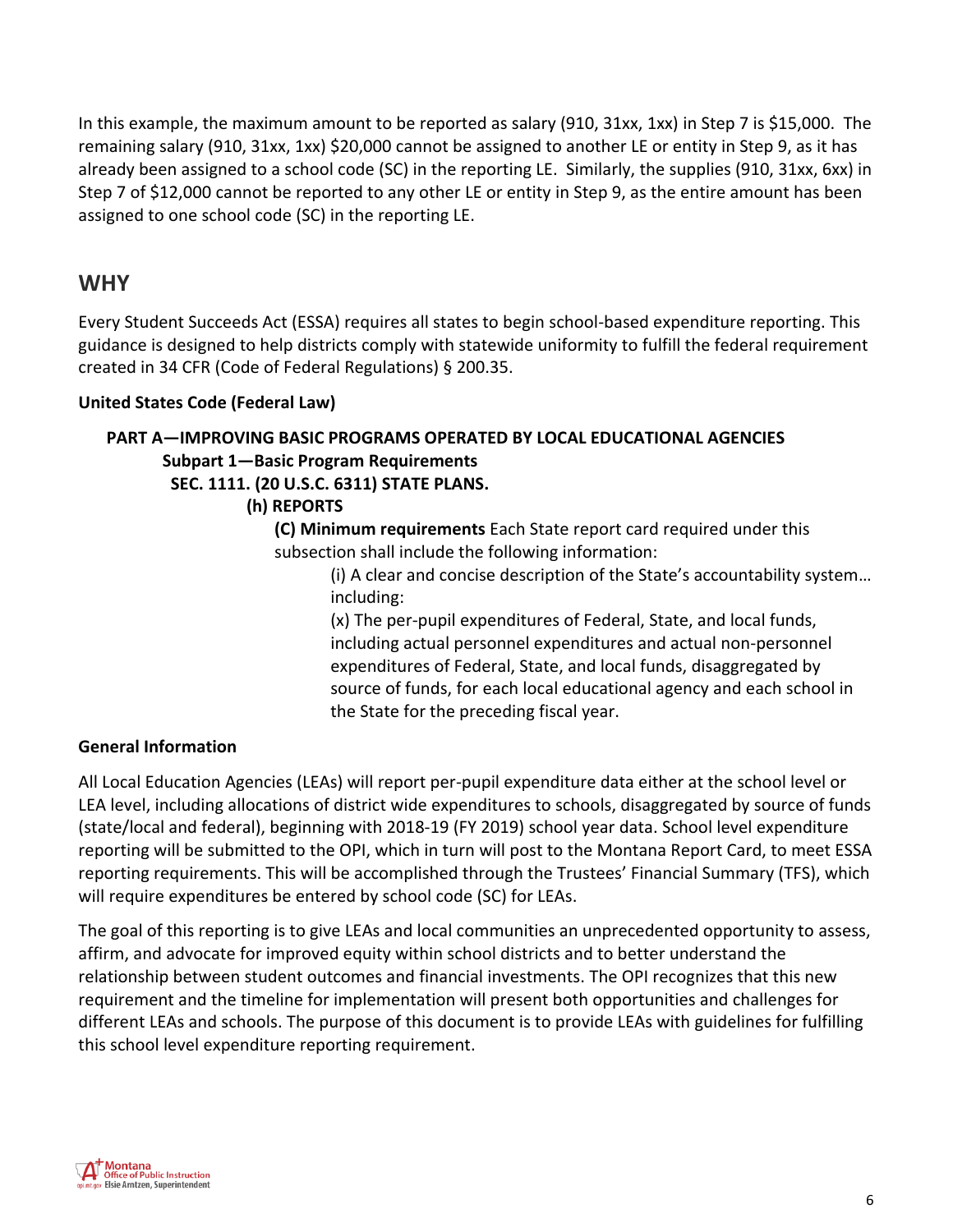In this example, the maximum amount to be reported as salary (910, 31xx, 1xx) in Step 7 is $15,000. The remaining salary (910, 31xx, 1xx) $20,000 cannot be assigned to another LE or entity in Step 9, as it has already been assigned to a school code (SC) in the reporting LE. Similarly, the supplies (910, 31xx, 6xx) in Step 7 of $12,000 cannot be reported to any other LE or entity in Step 9, as the entire amount has been assigned to one school code (SC) in the reporting LE.

## WHY

Every Student Succeeds Act (ESSA) requires all states to begin school-based expenditure reporting. This guidance is designed to help districts comply with statewide uniformity to fulfill the federal requirement created in 34 CFR (Code of Federal Regulations) § 200.35.

**United States Code (Federal Law)**

> **PART A—IMPROVING BASIC PROGRAMS OPERATED BY LOCAL EDUCATIONAL AGENCIES**
>
> **Subpart 1—Basic Program Requirements**
>
> **SEC. 1111. (20 U.S.C. 6311) STATE PLANS.**
>
> **(h) REPORTS**
>
> **(C) Minimum requirements** Each State report card required under this subsection shall include the following information:
>
> (i) A clear and concise description of the State's accountability system… including:
>
> (x) The per-pupil expenditures of Federal, State, and local funds, including actual personnel expenditures and actual non-personnel expenditures of Federal, State, and local funds, disaggregated by source of funds, for each local educational agency and each school in the State for the preceding fiscal year.

**General Information**

All Local Education Agencies (LEAs) will report per-pupil expenditure data either at the school level or LEA level, including allocations of district wide expenditures to schools, disaggregated by source of funds (state/local and federal), beginning with 2018-19 (FY 2019) school year data. School level expenditure reporting will be submitted to the OPI, which in turn will post to the Montana Report Card, to meet ESSA reporting requirements. This will be accomplished through the Trustees' Financial Summary (TFS), which will require expenditures be entered by school code (SC) for LEAs.

The goal of this reporting is to give LEAs and local communities an unprecedented opportunity to assess, affirm, and advocate for improved equity within school districts and to better understand the relationship between student outcomes and financial investments. The OPI recognizes that this new requirement and the timeline for implementation will present both opportunities and challenges for different LEAs and schools. The purpose of this document is to provide LEAs with guidelines for fulfilling this school level expenditure reporting requirement.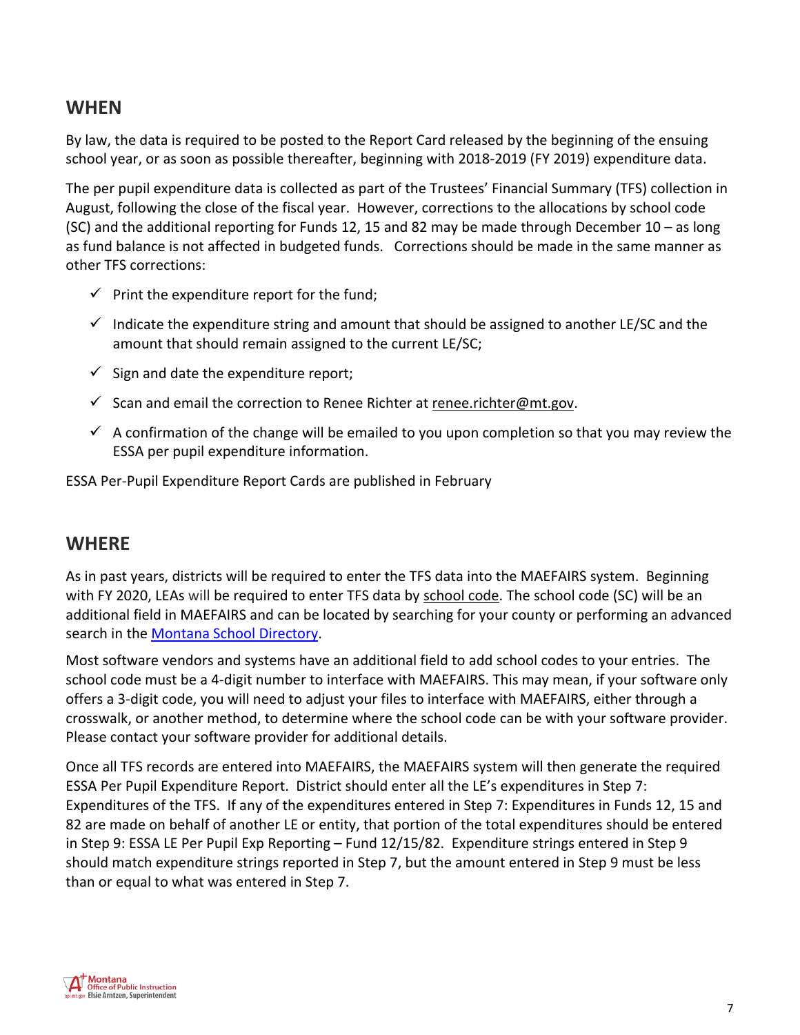## WHEN

By law, the data is required to be posted to the Report Card released by the beginning of the ensuing school year, or as soon as possible thereafter, beginning with 2018-2019 (FY 2019) expenditure data.

The per pupil expenditure data is collected as part of the Trustees' Financial Summary (TFS) collection in August, following the close of the fiscal year. However, corrections to the allocations by school code (SC) and the additional reporting for Funds 12, 15 and 82 may be made through December 10 – as long as fund balance is not affected in budgeted funds. Corrections should be made in the same manner as other TFS corrections:

- ✓ Print the expenditure report for the fund;
- ✓ Indicate the expenditure string and amount that should be assigned to another LE/SC and the amount that should remain assigned to the current LE/SC;
- ✓ Sign and date the expenditure report;
- ✓ Scan and email the correction to Renee Richter at renee.richter@mt.gov.
- ✓ A confirmation of the change will be emailed to you upon completion so that you may review the ESSA per pupil expenditure information.

ESSA Per-Pupil Expenditure Report Cards are published in February

## WHERE

As in past years, districts will be required to enter the TFS data into the MAEFAIRS system. Beginning with FY 2020, LEAs will be required to enter TFS data by school code. The school code (SC) will be an additional field in MAEFAIRS and can be located by searching for your county or performing an advanced search in the [Montana School Directory](Montana School Directory).

Most software vendors and systems have an additional field to add school codes to your entries. The school code must be a 4-digit number to interface with MAEFAIRS. This may mean, if your software only offers a 3-digit code, you will need to adjust your files to interface with MAEFAIRS, either through a crosswalk, or another method, to determine where the school code can be with your software provider. Please contact your software provider for additional details.

Once all TFS records are entered into MAEFAIRS, the MAEFAIRS system will then generate the required ESSA Per Pupil Expenditure Report. District should enter all the LE's expenditures in Step 7: Expenditures of the TFS. If any of the expenditures entered in Step 7: Expenditures in Funds 12, 15 and 82 are made on behalf of another LE or entity, that portion of the total expenditures should be entered in Step 9: ESSA LE Per Pupil Exp Reporting – Fund 12/15/82. Expenditure strings entered in Step 9 should match expenditure strings reported in Step 7, but the amount entered in Step 9 must be less than or equal to what was entered in Step 7.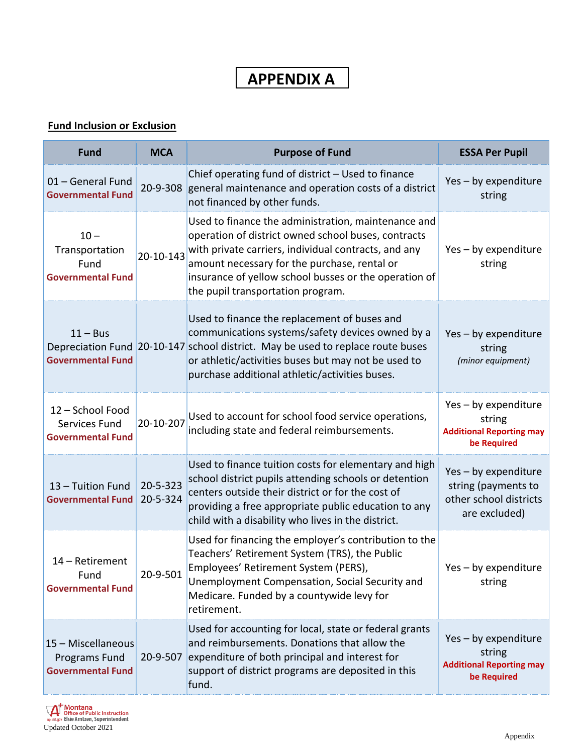# APPENDIX A

**Fund Inclusion or Exclusion**

| Fund | MCA | Purpose of Fund | ESSA Per Pupil |
|---|---|---|---|
| 01 – General Fund **Governmental Fund** | 20-9-308 | Chief operating fund of district – Used to finance general maintenance and operation costs of a district not financed by other funds. | Yes – by expenditure string |
| 10 – Transportation Fund **Governmental Fund** | 20-10-143 | Used to finance the administration, maintenance and operation of district owned school buses, contracts with private carriers, individual contracts, and any amount necessary for the purchase, rental or insurance of yellow school busses or the operation of the pupil transportation program. | Yes – by expenditure string |
| 11 – Bus Depreciation Fund **Governmental Fund** | 20-10-147 | Used to finance the replacement of buses and communications systems/safety devices owned by a school district. May be used to replace route buses or athletic/activities buses but may not be used to purchase additional athletic/activities buses. | Yes – by expenditure string *(minor equipment)* |
| 12 – School Food Services Fund **Governmental Fund** | 20-10-207 | Used to account for school food service operations, including state and federal reimbursements. | Yes – by expenditure string **Additional Reporting may be Required** |
| 13 – Tuition Fund **Governmental Fund** | 20-5-323 20-5-324 | Used to finance tuition costs for elementary and high school district pupils attending schools or detention centers outside their district or for the cost of providing a free appropriate public education to any child with a disability who lives in the district. | Yes – by expenditure string (payments to other school districts are excluded) |
| 14 – Retirement Fund **Governmental Fund** | 20-9-501 | Used for financing the employer's contribution to the Teachers' Retirement System (TRS), the Public Employees' Retirement System (PERS), Unemployment Compensation, Social Security and Medicare. Funded by a countywide levy for retirement. | Yes – by expenditure string |
| 15 – Miscellaneous Programs Fund **Governmental Fund** | 20-9-507 | Used for accounting for local, state or federal grants and reimbursements. Donations that allow the expenditure of both principal and interest for support of district programs are deposited in this fund. | Yes – by expenditure string **Additional Reporting may be Required** |

Montana Office of Public Instruction, opi.mt.gov, Elsie Arntzen, Superintendent
Updated October 2021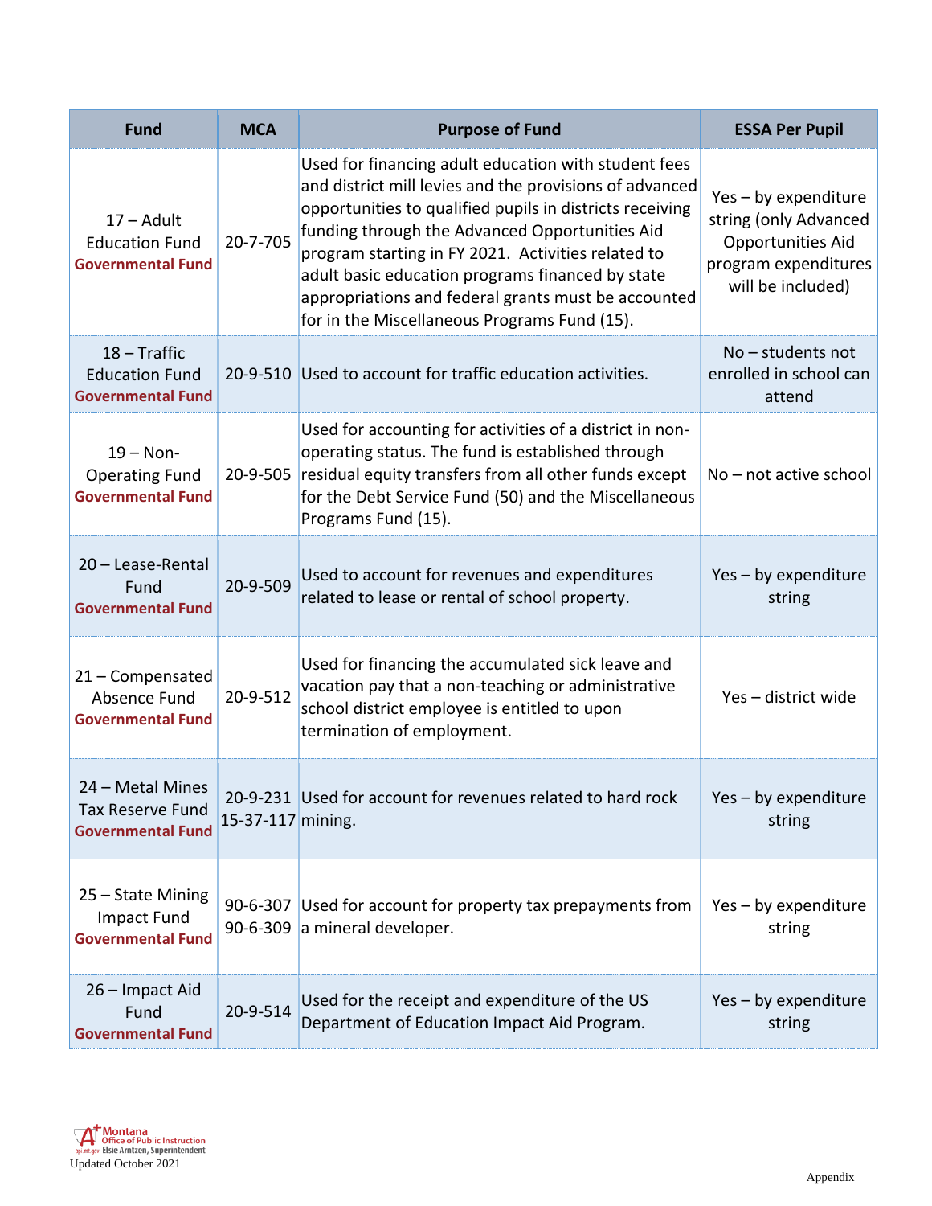| Fund | MCA | Purpose of Fund | ESSA Per Pupil |
|---|---|---|---|
| 17 – Adult Education Fund **Governmental Fund** | 20-7-705 | Used for financing adult education with student fees and district mill levies and the provisions of advanced opportunities to qualified pupils in districts receiving funding through the Advanced Opportunities Aid program starting in FY 2021. Activities related to adult basic education programs financed by state appropriations and federal grants must be accounted for in the Miscellaneous Programs Fund (15). | Yes – by expenditure string (only Advanced Opportunities Aid program expenditures will be included) |
| 18 – Traffic Education Fund **Governmental Fund** | 20-9-510 | Used to account for traffic education activities. | No – students not enrolled in school can attend |
| 19 – Non-Operating Fund **Governmental Fund** | 20-9-505 | Used for accounting for activities of a district in non-operating status. The fund is established through residual equity transfers from all other funds except for the Debt Service Fund (50) and the Miscellaneous Programs Fund (15). | No – not active school |
| 20 – Lease-Rental Fund **Governmental Fund** | 20-9-509 | Used to account for revenues and expenditures related to lease or rental of school property. | Yes – by expenditure string |
| 21 – Compensated Absence Fund **Governmental Fund** | 20-9-512 | Used for financing the accumulated sick leave and vacation pay that a non-teaching or administrative school district employee is entitled to upon termination of employment. | Yes – district wide |
| 24 – Metal Mines Tax Reserve Fund **Governmental Fund** | 20-9-231 15-37-117 | Used for account for revenues related to hard rock mining. | Yes – by expenditure string |
| 25 – State Mining Impact Fund **Governmental Fund** | 90-6-307 90-6-309 | Used for account for property tax prepayments from a mineral developer. | Yes – by expenditure string |
| 26 – Impact Aid Fund **Governmental Fund** | 20-9-514 | Used for the receipt and expenditure of the US Department of Education Impact Aid Program. | Yes – by expenditure string |

Updated October 2021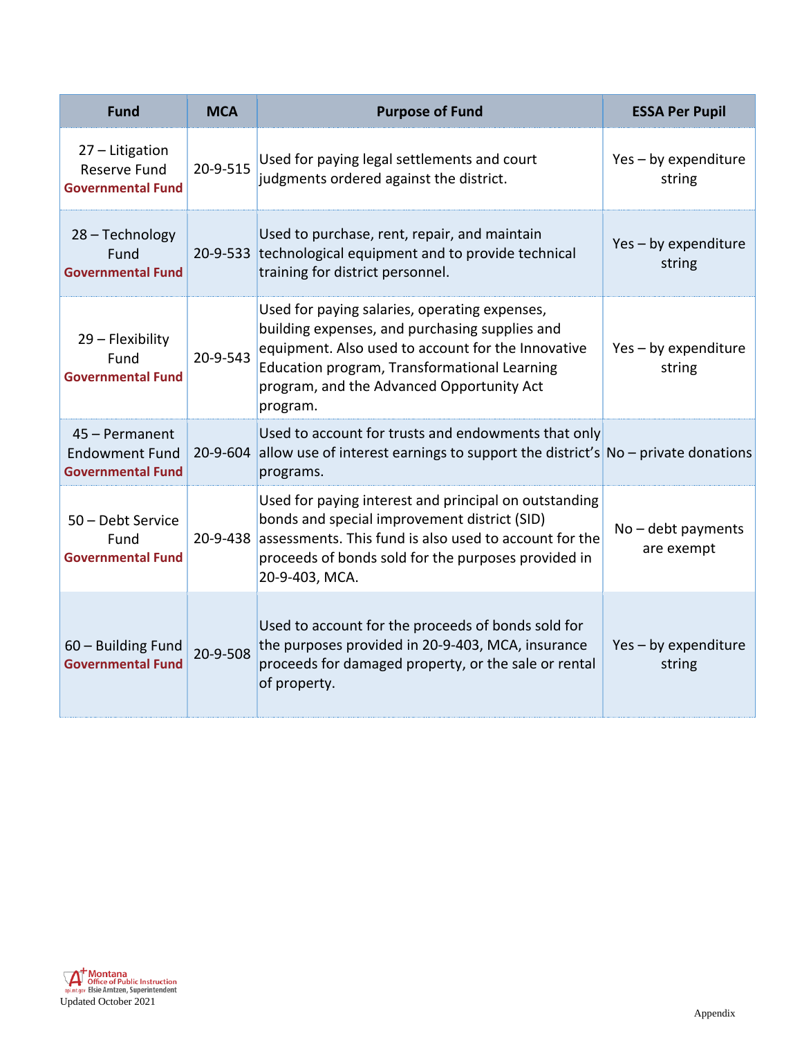| Fund | MCA | Purpose of Fund | ESSA Per Pupil |
| --- | --- | --- | --- |
| 27 – Litigation Reserve Fund **Governmental Fund** | 20-9-515 | Used for paying legal settlements and court judgments ordered against the district. | Yes – by expenditure string |
| 28 – Technology Fund **Governmental Fund** | 20-9-533 | Used to purchase, rent, repair, and maintain technological equipment and to provide technical training for district personnel. | Yes – by expenditure string |
| 29 – Flexibility Fund **Governmental Fund** | 20-9-543 | Used for paying salaries, operating expenses, building expenses, and purchasing supplies and equipment. Also used to account for the Innovative Education program, Transformational Learning program, and the Advanced Opportunity Act program. | Yes – by expenditure string |
| 45 – Permanent Endowment Fund **Governmental Fund** | 20-9-604 | Used to account for trusts and endowments that only allow use of interest earnings to support the district's programs. | No – private donations |
| 50 – Debt Service Fund **Governmental Fund** | 20-9-438 | Used for paying interest and principal on outstanding bonds and special improvement district (SID) assessments. This fund is also used to account for the proceeds of bonds sold for the purposes provided in 20-9-403, MCA. | No – debt payments are exempt |
| 60 – Building Fund **Governmental Fund** | 20-9-508 | Used to account for the proceeds of bonds sold for the purposes provided in 20-9-403, MCA, insurance proceeds for damaged property, or the sale or rental of property. | Yes – by expenditure string |

Montana Office of Public Instruction
Elsie Arntzen, Superintendent
Updated October 2021

Appendix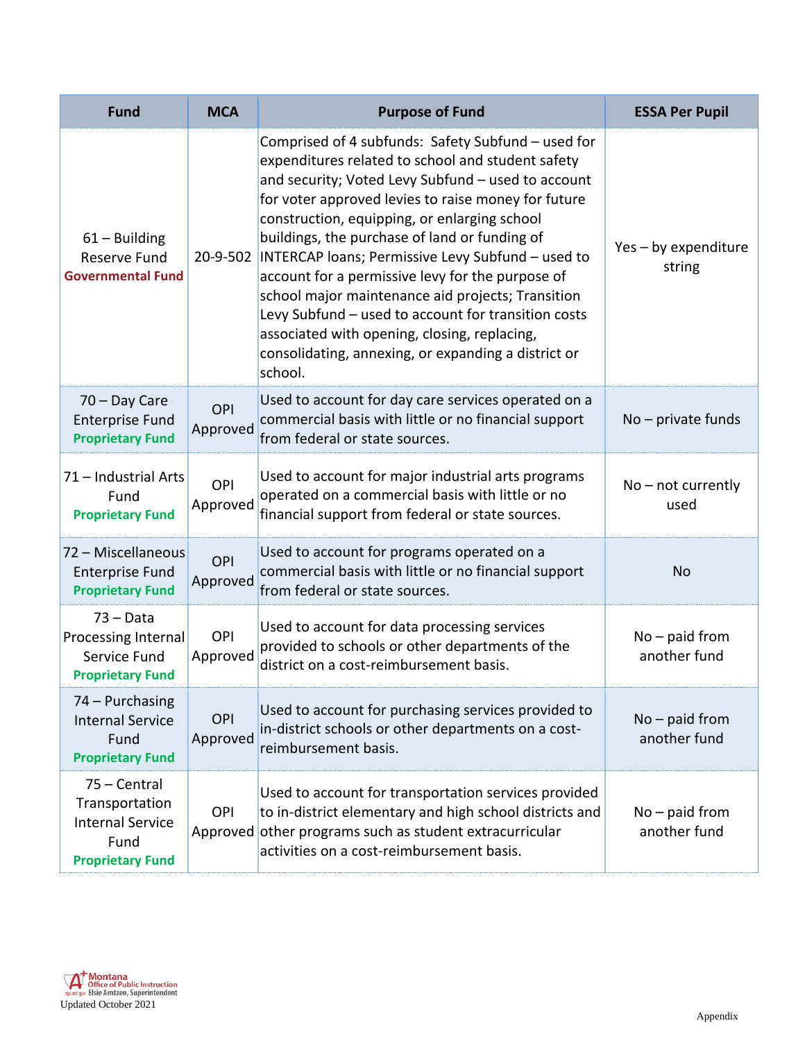| Fund | MCA | Purpose of Fund | ESSA Per Pupil |
|---|---|---|---|
| 61 – Building Reserve Fund **Governmental Fund** | 20-9-502 | Comprised of 4 subfunds: Safety Subfund – used for expenditures related to school and student safety and security; Voted Levy Subfund – used to account for voter approved levies to raise money for future construction, equipping, or enlarging school buildings, the purchase of land or funding of INTERCAP loans; Permissive Levy Subfund – used to account for a permissive levy for the purpose of school major maintenance aid projects; Transition Levy Subfund – used to account for transition costs associated with opening, closing, replacing, consolidating, annexing, or expanding a district or school. | Yes – by expenditure string |
| 70 – Day Care Enterprise Fund **Proprietary Fund** | OPI Approved | Used to account for day care services operated on a commercial basis with little or no financial support from federal or state sources. | No – private funds |
| 71 – Industrial Arts Fund **Proprietary Fund** | OPI Approved | Used to account for major industrial arts programs operated on a commercial basis with little or no financial support from federal or state sources. | No – not currently used |
| 72 – Miscellaneous Enterprise Fund **Proprietary Fund** | OPI Approved | Used to account for programs operated on a commercial basis with little or no financial support from federal or state sources. | No |
| 73 – Data Processing Internal Service Fund **Proprietary Fund** | OPI Approved | Used to account for data processing services provided to schools or other departments of the district on a cost-reimbursement basis. | No – paid from another fund |
| 74 – Purchasing Internal Service Fund **Proprietary Fund** | OPI Approved | Used to account for purchasing services provided to in-district schools or other departments on a cost-reimbursement basis. | No – paid from another fund |
| 75 – Central Transportation Internal Service Fund **Proprietary Fund** | OPI Approved | Used to account for transportation services provided to in-district elementary and high school districts and other programs such as student extracurricular activities on a cost-reimbursement basis. | No – paid from another fund |

Montana Office of Public Instruction
opi.mt.gov Elsie Arntzen, Superintendent
Updated October 2021

Appendix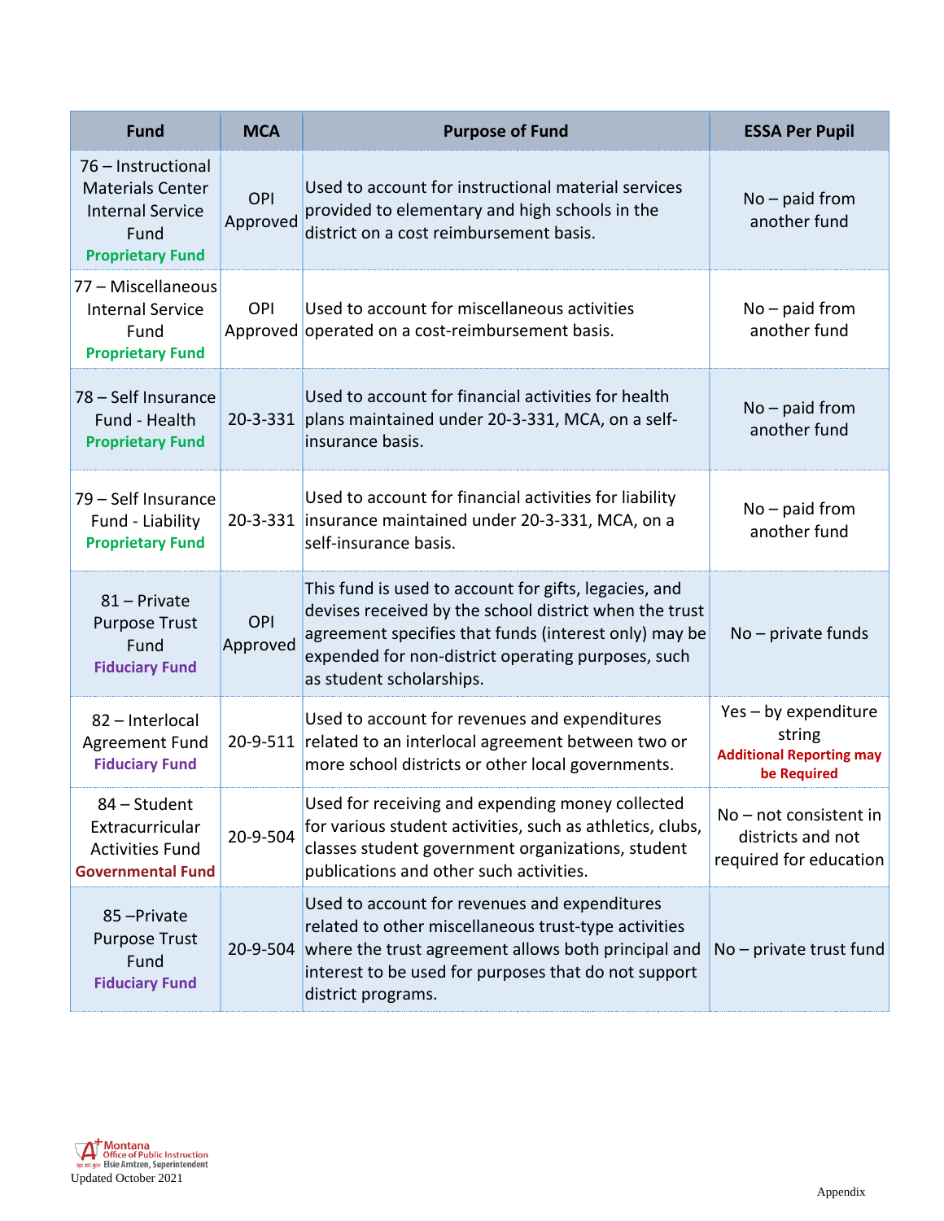| Fund | MCA | Purpose of Fund | ESSA Per Pupil |
|---|---|---|---|
| 76 – Instructional Materials Center Internal Service Fund **Proprietary Fund** | OPI Approved | Used to account for instructional material services provided to elementary and high schools in the district on a cost reimbursement basis. | No – paid from another fund |
| 77 – Miscellaneous Internal Service Fund **Proprietary Fund** | OPI Approved | Used to account for miscellaneous activities operated on a cost-reimbursement basis. | No – paid from another fund |
| 78 – Self Insurance Fund - Health **Proprietary Fund** | 20-3-331 | Used to account for financial activities for health plans maintained under 20-3-331, MCA, on a self-insurance basis. | No – paid from another fund |
| 79 – Self Insurance Fund - Liability **Proprietary Fund** | 20-3-331 | Used to account for financial activities for liability insurance maintained under 20-3-331, MCA, on a self-insurance basis. | No – paid from another fund |
| 81 – Private Purpose Trust Fund **Fiduciary Fund** | OPI Approved | This fund is used to account for gifts, legacies, and devises received by the school district when the trust agreement specifies that funds (interest only) may be expended for non-district operating purposes, such as student scholarships. | No – private funds |
| 82 – Interlocal Agreement Fund **Fiduciary Fund** | 20-9-511 | Used to account for revenues and expenditures related to an interlocal agreement between two or more school districts or other local governments. | Yes – by expenditure string **Additional Reporting may be Required** |
| 84 – Student Extracurricular Activities Fund **Governmental Fund** | 20-9-504 | Used for receiving and expending money collected for various student activities, such as athletics, clubs, classes student government organizations, student publications and other such activities. | No – not consistent in districts and not required for education |
| 85 –Private Purpose Trust Fund **Fiduciary Fund** | 20-9-504 | Used to account for revenues and expenditures related to other miscellaneous trust-type activities where the trust agreement allows both principal and interest to be used for purposes that do not support district programs. | No – private trust fund |

Updated October 2021

Appendix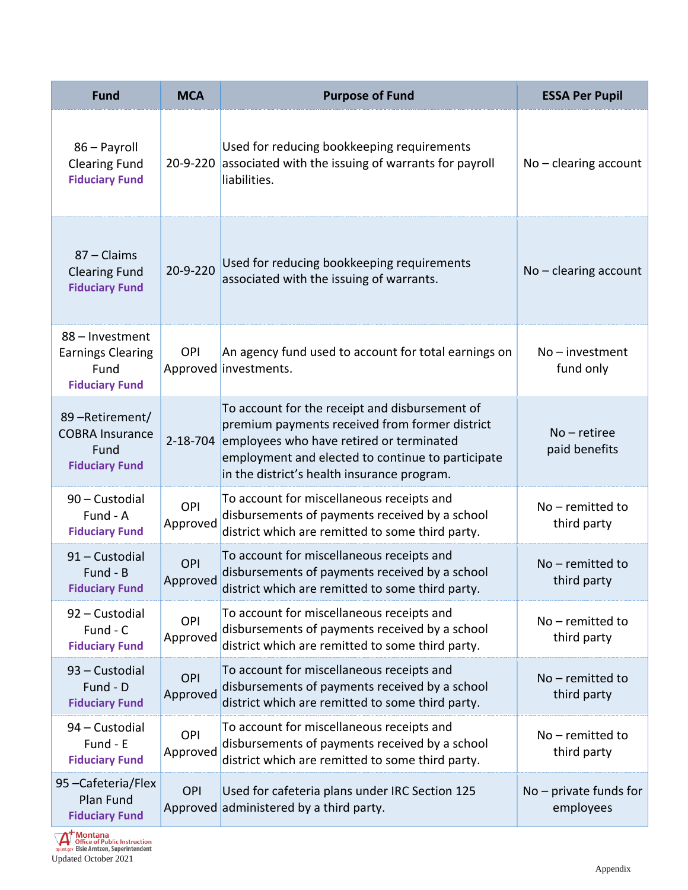| Fund | MCA | Purpose of Fund | ESSA Per Pupil |
|---|---|---|---|
| 86 – Payroll Clearing Fund **Fiduciary Fund** | 20-9-220 | Used for reducing bookkeeping requirements associated with the issuing of warrants for payroll liabilities. | No – clearing account |
| 87 – Claims Clearing Fund **Fiduciary Fund** | 20-9-220 | Used for reducing bookkeeping requirements associated with the issuing of warrants. | No – clearing account |
| 88 – Investment Earnings Clearing Fund **Fiduciary Fund** | OPI Approved | An agency fund used to account for total earnings on investments. | No – investment fund only |
| 89 –Retirement/ COBRA Insurance Fund **Fiduciary Fund** | 2-18-704 | To account for the receipt and disbursement of premium payments received from former district employees who have retired or terminated employment and elected to continue to participate in the district's health insurance program. | No – retiree paid benefits |
| 90 – Custodial Fund - A **Fiduciary Fund** | OPI Approved | To account for miscellaneous receipts and disbursements of payments received by a school district which are remitted to some third party. | No – remitted to third party |
| 91 – Custodial Fund - B **Fiduciary Fund** | OPI Approved | To account for miscellaneous receipts and disbursements of payments received by a school district which are remitted to some third party. | No – remitted to third party |
| 92 – Custodial Fund - C **Fiduciary Fund** | OPI Approved | To account for miscellaneous receipts and disbursements of payments received by a school district which are remitted to some third party. | No – remitted to third party |
| 93 – Custodial Fund - D **Fiduciary Fund** | OPI Approved | To account for miscellaneous receipts and disbursements of payments received by a school district which are remitted to some third party. | No – remitted to third party |
| 94 – Custodial Fund - E **Fiduciary Fund** | OPI Approved | To account for miscellaneous receipts and disbursements of payments received by a school district which are remitted to some third party. | No – remitted to third party |
| 95 –Cafeteria/Flex Plan Fund **Fiduciary Fund** | OPI Approved | Used for cafeteria plans under IRC Section 125 administered by a third party. | No – private funds for employees |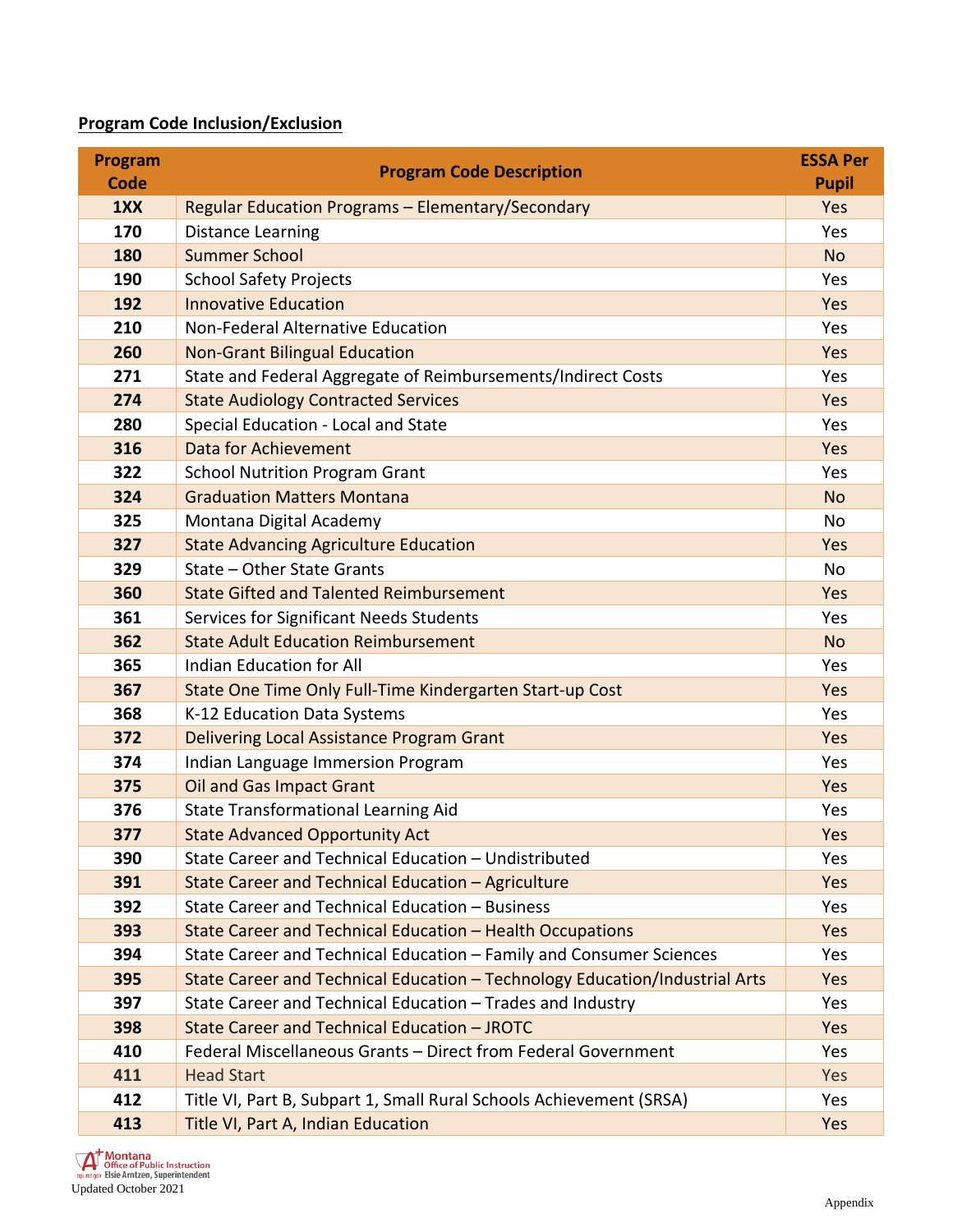**Program Code Inclusion/Exclusion**

| Program Code | Program Code Description | ESSA Per Pupil |
|---|---|---|
| 1XX | Regular Education Programs – Elementary/Secondary | Yes |
| 170 | Distance Learning | Yes |
| 180 | Summer School | No |
| 190 | School Safety Projects | Yes |
| 192 | Innovative Education | Yes |
| 210 | Non-Federal Alternative Education | Yes |
| 260 | Non-Grant Bilingual Education | Yes |
| 271 | State and Federal Aggregate of Reimbursements/Indirect Costs | Yes |
| 274 | State Audiology Contracted Services | Yes |
| 280 | Special Education - Local and State | Yes |
| 316 | Data for Achievement | Yes |
| 322 | School Nutrition Program Grant | Yes |
| 324 | Graduation Matters Montana | No |
| 325 | Montana Digital Academy | No |
| 327 | State Advancing Agriculture Education | Yes |
| 329 | State – Other State Grants | No |
| 360 | State Gifted and Talented Reimbursement | Yes |
| 361 | Services for Significant Needs Students | Yes |
| 362 | State Adult Education Reimbursement | No |
| 365 | Indian Education for All | Yes |
| 367 | State One Time Only Full-Time Kindergarten Start-up Cost | Yes |
| 368 | K-12 Education Data Systems | Yes |
| 372 | Delivering Local Assistance Program Grant | Yes |
| 374 | Indian Language Immersion Program | Yes |
| 375 | Oil and Gas Impact Grant | Yes |
| 376 | State Transformational Learning Aid | Yes |
| 377 | State Advanced Opportunity Act | Yes |
| 390 | State Career and Technical Education – Undistributed | Yes |
| 391 | State Career and Technical Education – Agriculture | Yes |
| 392 | State Career and Technical Education – Business | Yes |
| 393 | State Career and Technical Education – Health Occupations | Yes |
| 394 | State Career and Technical Education – Family and Consumer Sciences | Yes |
| 395 | State Career and Technical Education – Technology Education/Industrial Arts | Yes |
| 397 | State Career and Technical Education – Trades and Industry | Yes |
| 398 | State Career and Technical Education – JROTC | Yes |
| 410 | Federal Miscellaneous Grants – Direct from Federal Government | Yes |
| 411 | Head Start | Yes |
| 412 | Title VI, Part B, Subpart 1, Small Rural Schools Achievement (SRSA) | Yes |
| 413 | Title VI, Part A, Indian Education | Yes |

Montana Office of Public Instruction
opi.mt.gov Elsie Arntzen, Superintendent
Updated October 2021

Appendix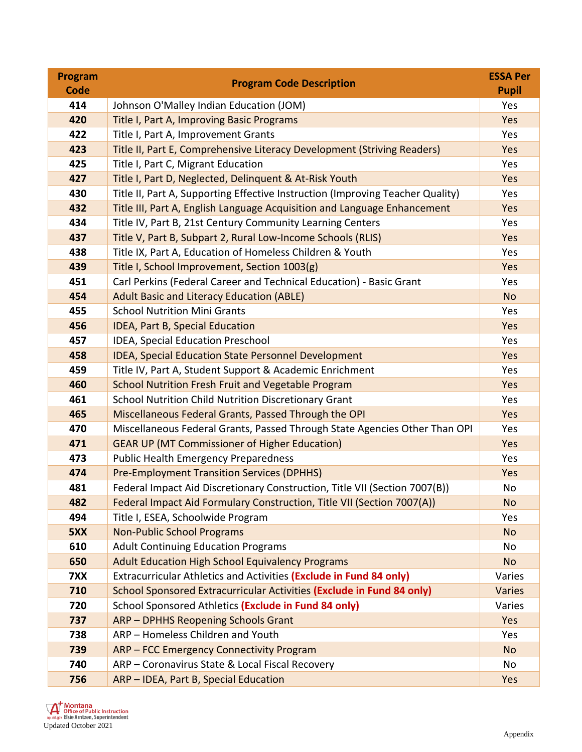| Program Code | Program Code Description | ESSA Per Pupil |
|---|---|---|
| 414 | Johnson O'Malley Indian Education (JOM) | Yes |
| 420 | Title I, Part A, Improving Basic Programs | Yes |
| 422 | Title I, Part A, Improvement Grants | Yes |
| 423 | Title II, Part E, Comprehensive Literacy Development (Striving Readers) | Yes |
| 425 | Title I, Part C, Migrant Education | Yes |
| 427 | Title I, Part D, Neglected, Delinquent & At-Risk Youth | Yes |
| 430 | Title II, Part A, Supporting Effective Instruction (Improving Teacher Quality) | Yes |
| 432 | Title III, Part A, English Language Acquisition and Language Enhancement | Yes |
| 434 | Title IV, Part B, 21st Century Community Learning Centers | Yes |
| 437 | Title V, Part B, Subpart 2, Rural Low-Income Schools (RLIS) | Yes |
| 438 | Title IX, Part A, Education of Homeless Children & Youth | Yes |
| 439 | Title I, School Improvement, Section 1003(g) | Yes |
| 451 | Carl Perkins (Federal Career and Technical Education) - Basic Grant | Yes |
| 454 | Adult Basic and Literacy Education (ABLE) | No |
| 455 | School Nutrition Mini Grants | Yes |
| 456 | IDEA, Part B, Special Education | Yes |
| 457 | IDEA, Special Education Preschool | Yes |
| 458 | IDEA, Special Education State Personnel Development | Yes |
| 459 | Title IV, Part A, Student Support & Academic Enrichment | Yes |
| 460 | School Nutrition Fresh Fruit and Vegetable Program | Yes |
| 461 | School Nutrition Child Nutrition Discretionary Grant | Yes |
| 465 | Miscellaneous Federal Grants, Passed Through the OPI | Yes |
| 470 | Miscellaneous Federal Grants, Passed Through State Agencies Other Than OPI | Yes |
| 471 | GEAR UP (MT Commissioner of Higher Education) | Yes |
| 473 | Public Health Emergency Preparedness | Yes |
| 474 | Pre-Employment Transition Services (DPHHS) | Yes |
| 481 | Federal Impact Aid Discretionary Construction, Title VII (Section 7007(B)) | No |
| 482 | Federal Impact Aid Formulary Construction, Title VII (Section 7007(A)) | No |
| 494 | Title I, ESEA, Schoolwide Program | Yes |
| 5XX | Non-Public School Programs | No |
| 610 | Adult Continuing Education Programs | No |
| 650 | Adult Education High School Equivalency Programs | No |
| 7XX | Extracurricular Athletics and Activities **(Exclude in Fund 84 only)** | Varies |
| 710 | School Sponsored Extracurricular Activities **(Exclude in Fund 84 only)** | Varies |
| 720 | School Sponsored Athletics **(Exclude in Fund 84 only)** | Varies |
| 737 | ARP – DPHHS Reopening Schools Grant | Yes |
| 738 | ARP – Homeless Children and Youth | Yes |
| 739 | ARP – FCC Emergency Connectivity Program | No |
| 740 | ARP – Coronavirus State & Local Fiscal Recovery | No |
| 756 | ARP – IDEA, Part B, Special Education | Yes |

Montana Office of Public Instruction
opi.mt.gov Elsie Arntzen, Superintendent
Updated October 2021

Appendix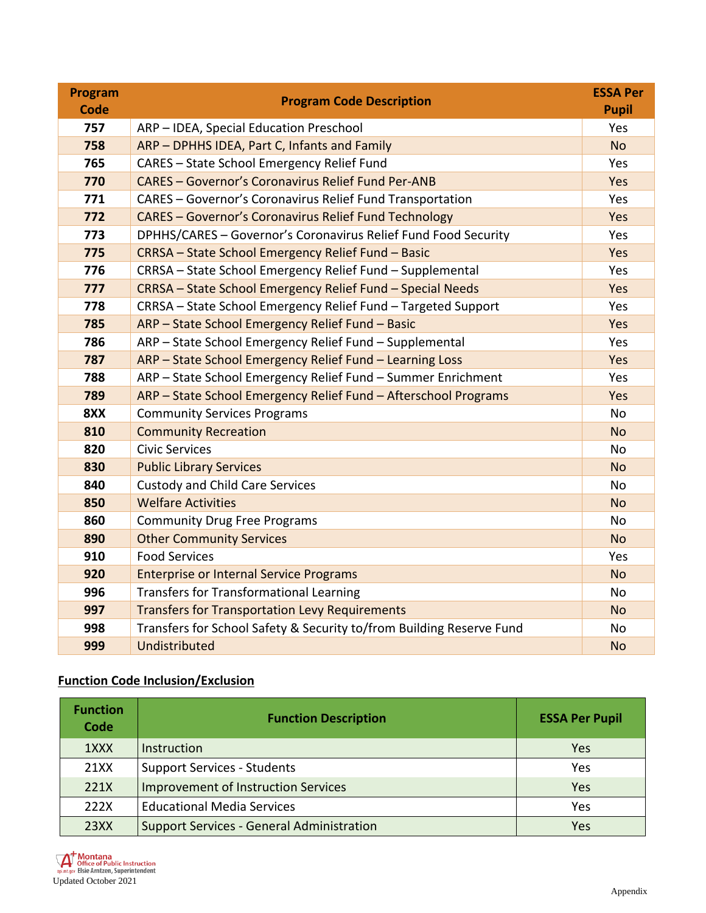| Program Code | Program Code Description | ESSA Per Pupil |
|---|---|---|
| 757 | ARP – IDEA, Special Education Preschool | Yes |
| 758 | ARP – DPHHS IDEA, Part C, Infants and Family | No |
| 765 | CARES – State School Emergency Relief Fund | Yes |
| 770 | CARES – Governor's Coronavirus Relief Fund Per-ANB | Yes |
| 771 | CARES – Governor's Coronavirus Relief Fund Transportation | Yes |
| 772 | CARES – Governor's Coronavirus Relief Fund Technology | Yes |
| 773 | DPHHS/CARES – Governor's Coronavirus Relief Fund Food Security | Yes |
| 775 | CRRSA – State School Emergency Relief Fund – Basic | Yes |
| 776 | CRRSA – State School Emergency Relief Fund – Supplemental | Yes |
| 777 | CRRSA – State School Emergency Relief Fund – Special Needs | Yes |
| 778 | CRRSA – State School Emergency Relief Fund – Targeted Support | Yes |
| 785 | ARP – State School Emergency Relief Fund – Basic | Yes |
| 786 | ARP – State School Emergency Relief Fund – Supplemental | Yes |
| 787 | ARP – State School Emergency Relief Fund – Learning Loss | Yes |
| 788 | ARP – State School Emergency Relief Fund – Summer Enrichment | Yes |
| 789 | ARP – State School Emergency Relief Fund – Afterschool Programs | Yes |
| 8XX | Community Services Programs | No |
| 810 | Community Recreation | No |
| 820 | Civic Services | No |
| 830 | Public Library Services | No |
| 840 | Custody and Child Care Services | No |
| 850 | Welfare Activities | No |
| 860 | Community Drug Free Programs | No |
| 890 | Other Community Services | No |
| 910 | Food Services | Yes |
| 920 | Enterprise or Internal Service Programs | No |
| 996 | Transfers for Transformational Learning | No |
| 997 | Transfers for Transportation Levy Requirements | No |
| 998 | Transfers for School Safety & Security to/from Building Reserve Fund | No |
| 999 | Undistributed | No |

**Function Code Inclusion/Exclusion**

| Function Code | Function Description | ESSA Per Pupil |
|---|---|---|
| 1XXX | Instruction | Yes |
| 21XX | Support Services - Students | Yes |
| 221X | Improvement of Instruction Services | Yes |
| 222X | Educational Media Services | Yes |
| 23XX | Support Services - General Administration | Yes |

Montana Office of Public Instruction
opi.mt.gov Elsie Arntzen, Superintendent
Updated October 2021

Appendix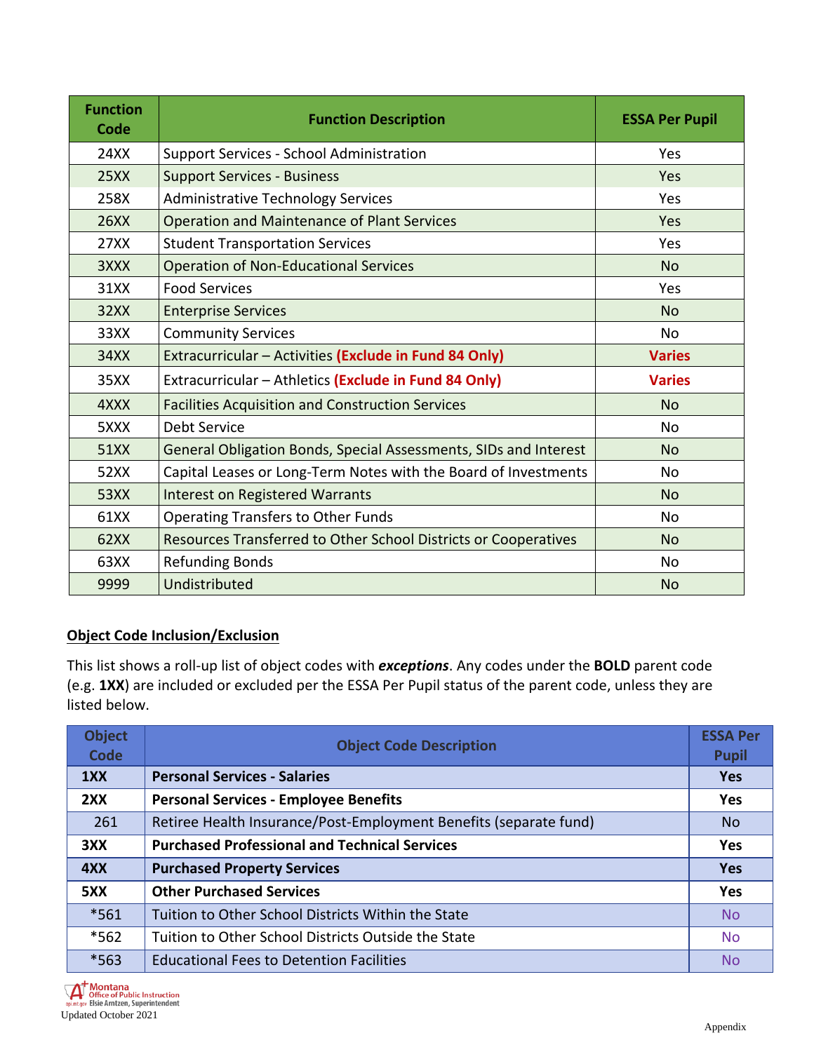| Function Code | Function Description | ESSA Per Pupil |
|---|---|---|
| 24XX | Support Services - School Administration | Yes |
| 25XX | Support Services - Business | Yes |
| 258X | Administrative Technology Services | Yes |
| 26XX | Operation and Maintenance of Plant Services | Yes |
| 27XX | Student Transportation Services | Yes |
| 3XXX | Operation of Non-Educational Services | No |
| 31XX | Food Services | Yes |
| 32XX | Enterprise Services | No |
| 33XX | Community Services | No |
| 34XX | Extracurricular – Activities **(Exclude in Fund 84 Only)** | **Varies** |
| 35XX | Extracurricular – Athletics **(Exclude in Fund 84 Only)** | **Varies** |
| 4XXX | Facilities Acquisition and Construction Services | No |
| 5XXX | Debt Service | No |
| 51XX | General Obligation Bonds, Special Assessments, SIDs and Interest | No |
| 52XX | Capital Leases or Long-Term Notes with the Board of Investments | No |
| 53XX | Interest on Registered Warrants | No |
| 61XX | Operating Transfers to Other Funds | No |
| 62XX | Resources Transferred to Other School Districts or Cooperatives | No |
| 63XX | Refunding Bonds | No |
| 9999 | Undistributed | No |

**Object Code Inclusion/Exclusion**

This list shows a roll-up list of object codes with ***exceptions***. Any codes under the **BOLD** parent code (e.g. **1XX**) are included or excluded per the ESSA Per Pupil status of the parent code, unless they are listed below.

| Object Code | Object Code Description | ESSA Per Pupil |
|---|---|---|
| **1XX** | **Personal Services - Salaries** | **Yes** |
| **2XX** | **Personal Services - Employee Benefits** | **Yes** |
| 261 | Retiree Health Insurance/Post-Employment Benefits (separate fund) | No |
| **3XX** | **Purchased Professional and Technical Services** | **Yes** |
| **4XX** | **Purchased Property Services** | **Yes** |
| **5XX** | **Other Purchased Services** | **Yes** |
| *561 | Tuition to Other School Districts Within the State | No |
| *562 | Tuition to Other School Districts Outside the State | No |
| *563 | Educational Fees to Detention Facilities | No |

Montana Office of Public Instruction
opi.mt.gov Elsie Arntzen, Superintendent
Updated October 2021

Appendix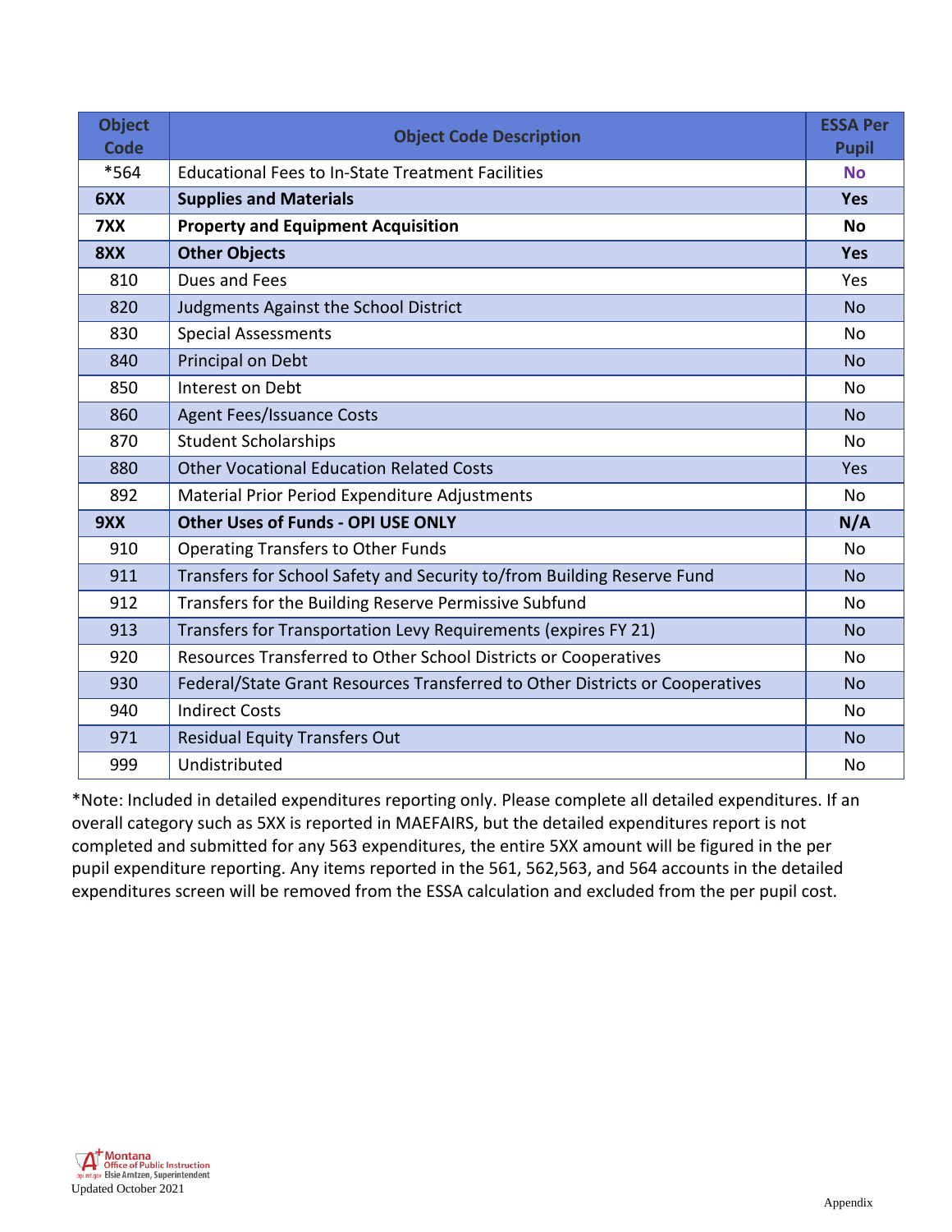| Object Code | Object Code Description | ESSA Per Pupil |
|---|---|---|
| *564 | Educational Fees to In-State Treatment Facilities | **No** |
| **6XX** | **Supplies and Materials** | **Yes** |
| **7XX** | **Property and Equipment Acquisition** | **No** |
| **8XX** | **Other Objects** | **Yes** |
| 810 | Dues and Fees | Yes |
| 820 | Judgments Against the School District | No |
| 830 | Special Assessments | No |
| 840 | Principal on Debt | No |
| 850 | Interest on Debt | No |
| 860 | Agent Fees/Issuance Costs | No |
| 870 | Student Scholarships | No |
| 880 | Other Vocational Education Related Costs | Yes |
| 892 | Material Prior Period Expenditure Adjustments | No |
| **9XX** | **Other Uses of Funds - OPI USE ONLY** | **N/A** |
| 910 | Operating Transfers to Other Funds | No |
| 911 | Transfers for School Safety and Security to/from Building Reserve Fund | No |
| 912 | Transfers for the Building Reserve Permissive Subfund | No |
| 913 | Transfers for Transportation Levy Requirements (expires FY 21) | No |
| 920 | Resources Transferred to Other School Districts or Cooperatives | No |
| 930 | Federal/State Grant Resources Transferred to Other Districts or Cooperatives | No |
| 940 | Indirect Costs | No |
| 971 | Residual Equity Transfers Out | No |
| 999 | Undistributed | No |

*Note: Included in detailed expenditures reporting only. Please complete all detailed expenditures. If an overall category such as 5XX is reported in MAEFAIRS, but the detailed expenditures report is not completed and submitted for any 563 expenditures, the entire 5XX amount will be figured in the per pupil expenditure reporting. Any items reported in the 561, 562,563, and 564 accounts in the detailed expenditures screen will be removed from the ESSA calculation and excluded from the per pupil cost.

Montana Office of Public Instruction
opi.mt.gov Elsie Arntzen, Superintendent
Updated October 2021

Appendix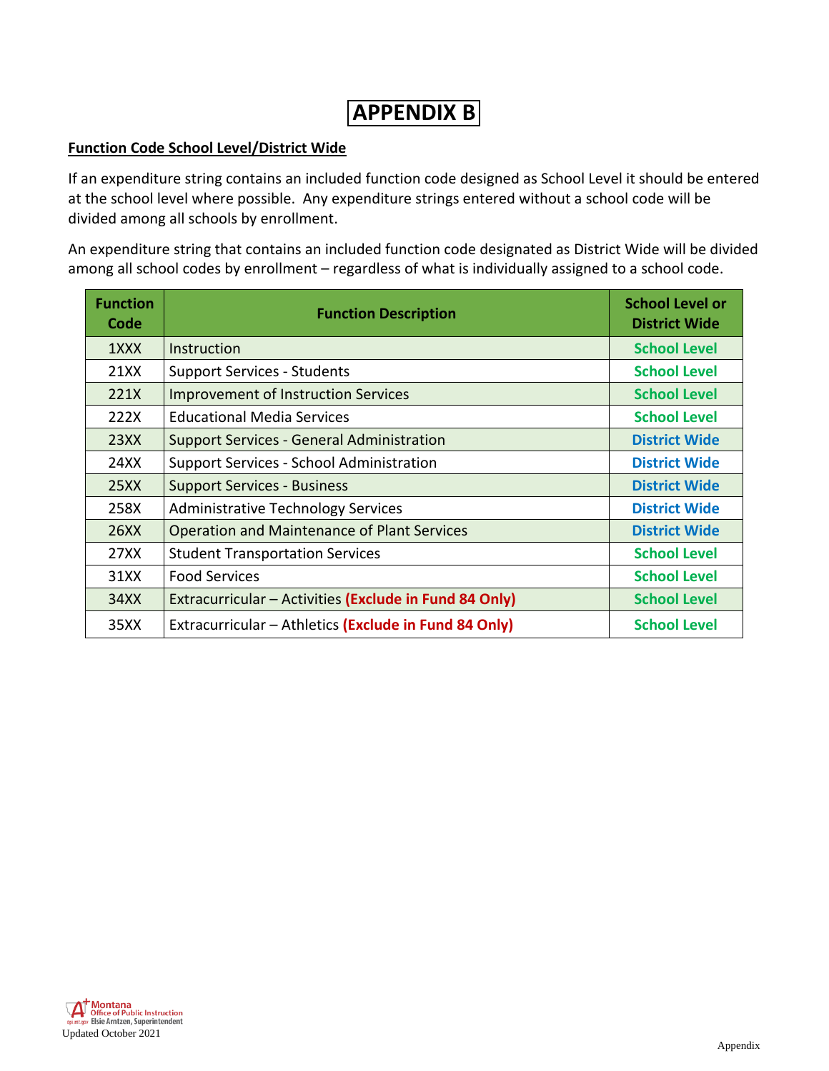# APPENDIX B

**Function Code School Level/District Wide**

If an expenditure string contains an included function code designed as School Level it should be entered at the school level where possible. Any expenditure strings entered without a school code will be divided among all schools by enrollment.

An expenditure string that contains an included function code designated as District Wide will be divided among all school codes by enrollment – regardless of what is individually assigned to a school code.

| Function Code | Function Description | School Level or District Wide |
| --- | --- | --- |
| 1XXX | Instruction | School Level |
| 21XX | Support Services - Students | School Level |
| 221X | Improvement of Instruction Services | School Level |
| 222X | Educational Media Services | School Level |
| 23XX | Support Services - General Administration | District Wide |
| 24XX | Support Services - School Administration | District Wide |
| 25XX | Support Services - Business | District Wide |
| 258X | Administrative Technology Services | District Wide |
| 26XX | Operation and Maintenance of Plant Services | District Wide |
| 27XX | Student Transportation Services | School Level |
| 31XX | Food Services | School Level |
| 34XX | Extracurricular – Activities **(Exclude in Fund 84 Only)** | School Level |
| 35XX | Extracurricular – Athletics **(Exclude in Fund 84 Only)** | School Level |

Montana Office of Public Instruction
opi.mt.gov Elsie Arntzen, Superintendent
Updated October 2021